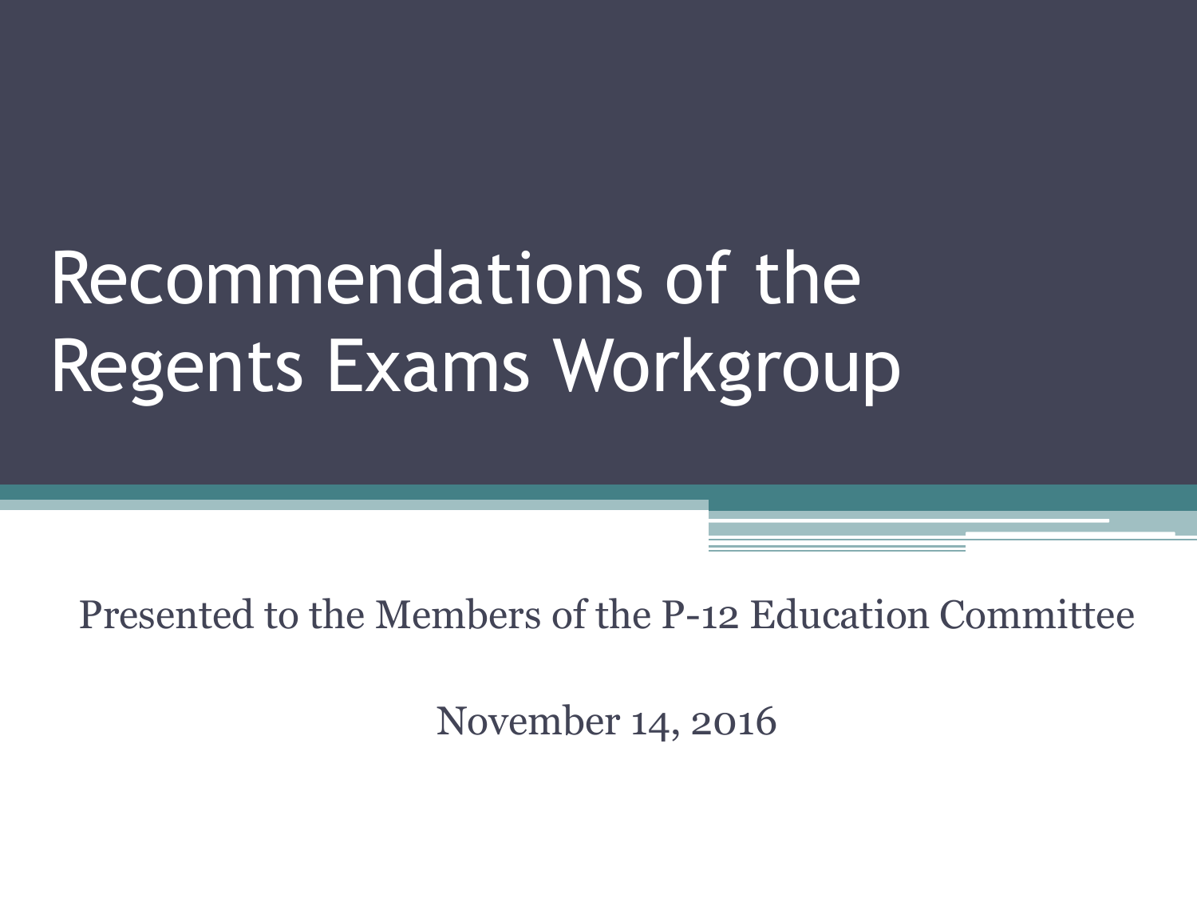# Recommendations of the Regents Exams Workgroup

Presented to the Members of the P-12 Education Committee

November 14, 2016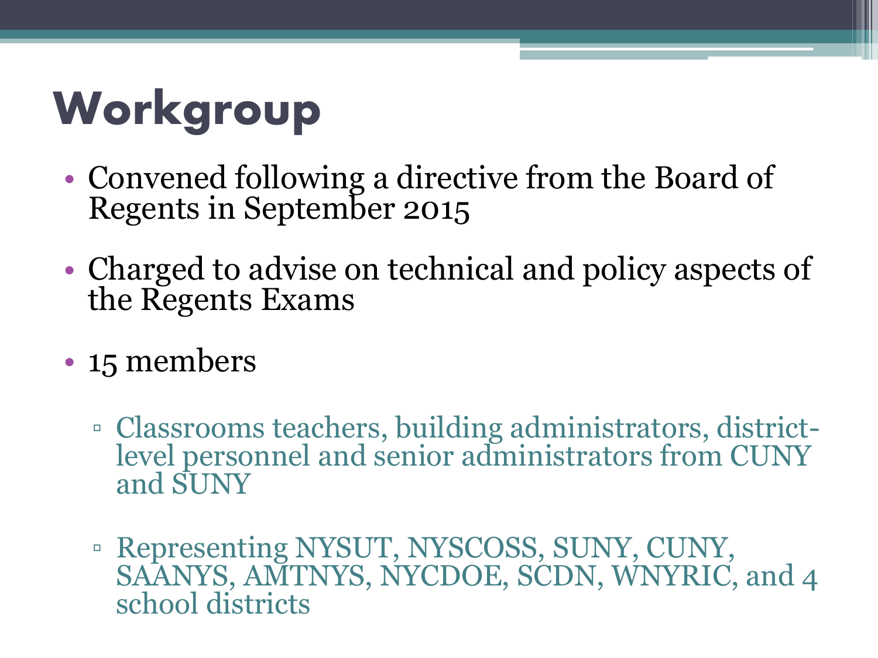# Workgroup

- Convened following a directive from the Board of Regents in September 2015
- Charged to advise on technical and policy aspects of the Regents Exams
- 15 members
  - Classrooms teachers, building administrators, district-level personnel and senior administrators from CUNY and SUNY
  - Representing NYSUT, NYSCOSS, SUNY, CUNY, SAANYS, AMTNYS, NYCDOE, SCDN, WNYRIC, and 4 school districts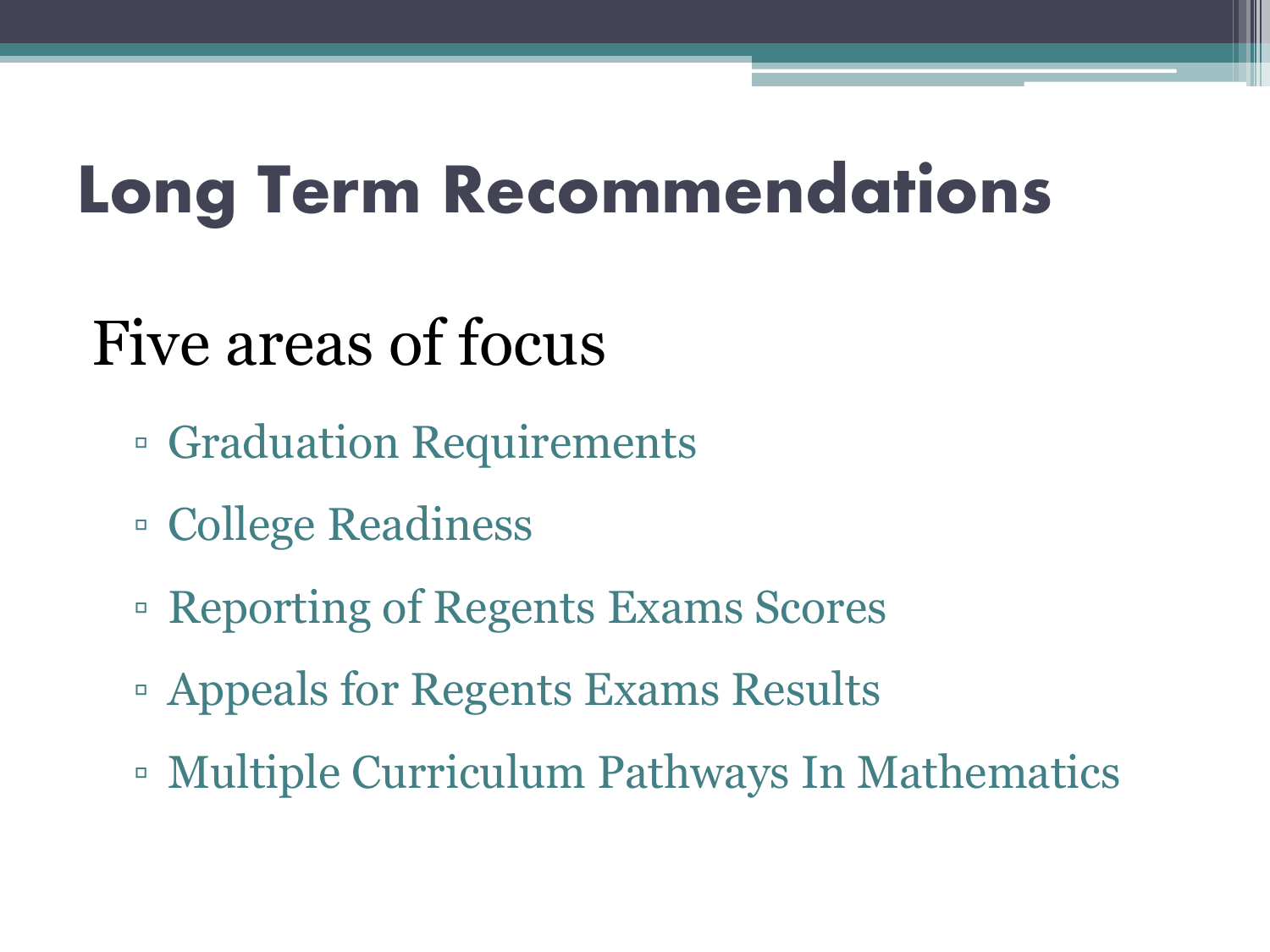# Long Term Recommendations

## Five areas of focus

- Graduation Requirements
- College Readiness
- Reporting of Regents Exams Scores
- Appeals for Regents Exams Results
- Multiple Curriculum Pathways In Mathematics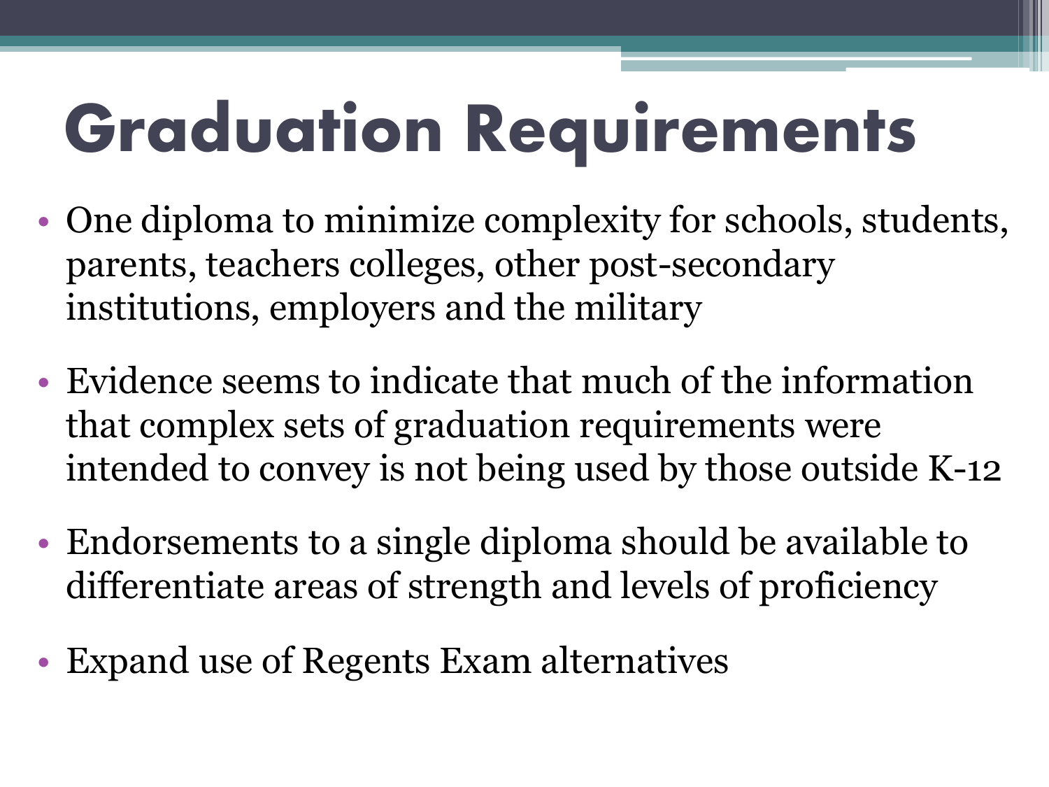# Graduation Requirements

- One diploma to minimize complexity for schools, students, parents, teachers colleges, other post-secondary institutions, employers and the military
- Evidence seems to indicate that much of the information that complex sets of graduation requirements were intended to convey is not being used by those outside K-12
- Endorsements to a single diploma should be available to differentiate areas of strength and levels of proficiency
- Expand use of Regents Exam alternatives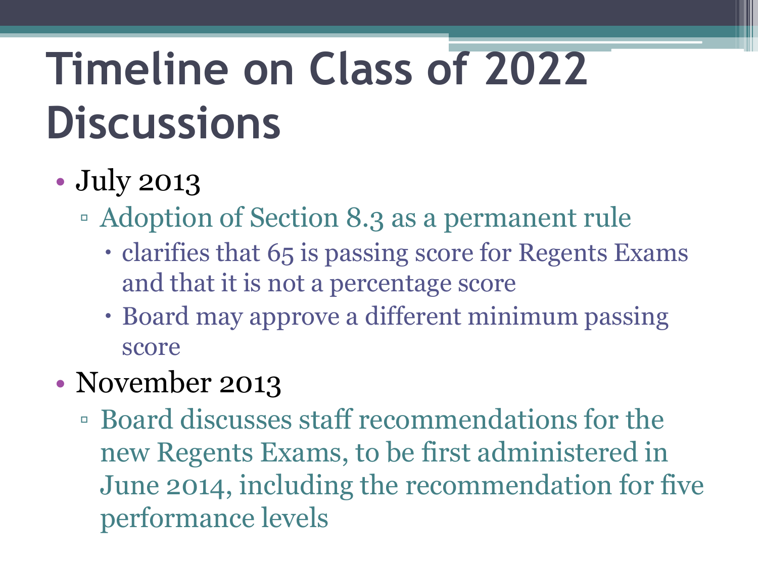# Timeline on Class of 2022 Discussions

- July 2013
  - Adoption of Section 8.3 as a permanent rule
    - clarifies that 65 is passing score for Regents Exams and that it is not a percentage score
    - Board may approve a different minimum passing score
- November 2013
  - Board discusses staff recommendations for the new Regents Exams, to be first administered in June 2014, including the recommendation for five performance levels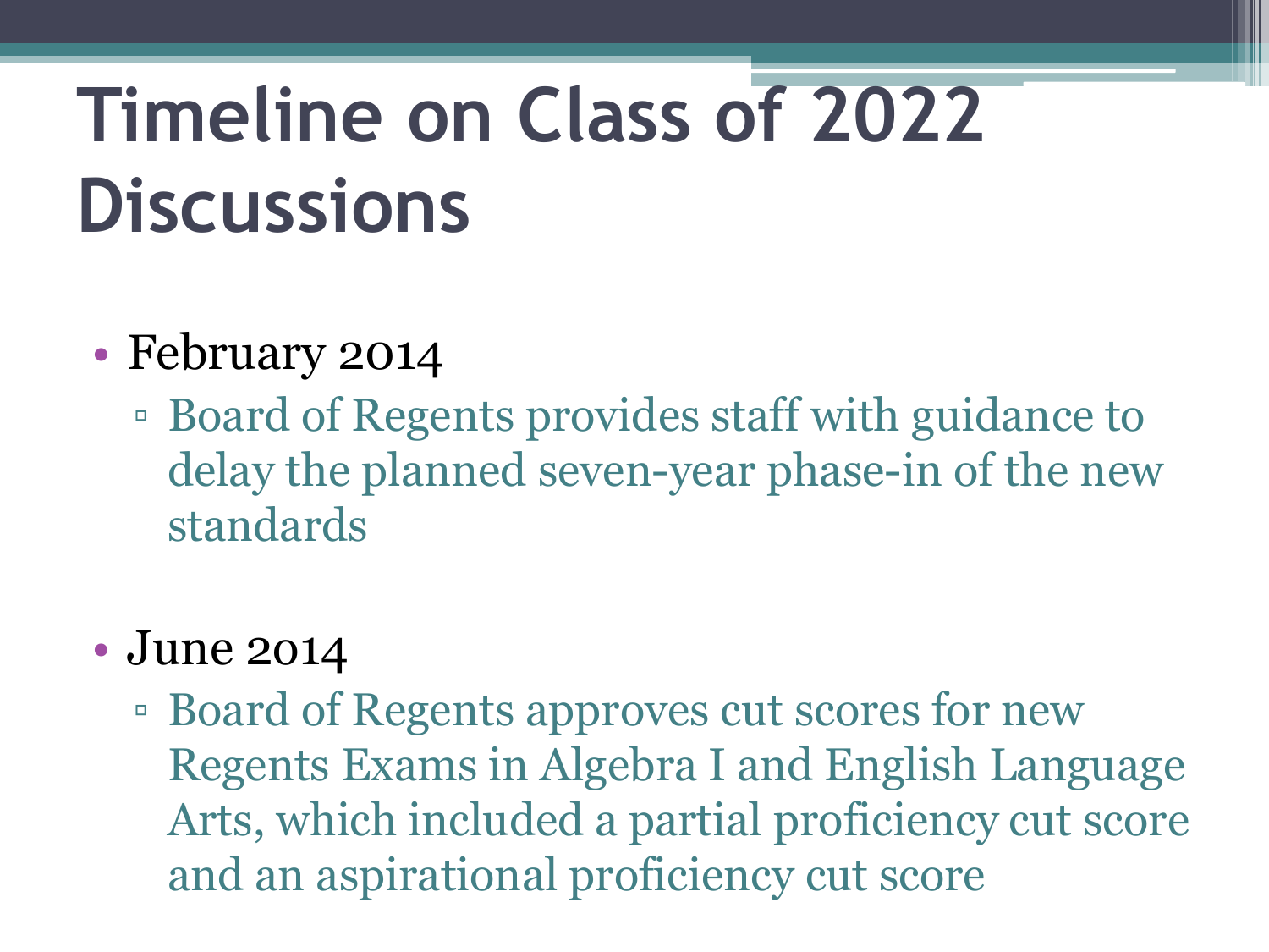# Timeline on Class of 2022 Discussions

- February 2014
  - Board of Regents provides staff with guidance to delay the planned seven-year phase-in of the new standards

- June 2014
  - Board of Regents approves cut scores for new Regents Exams in Algebra I and English Language Arts, which included a partial proficiency cut score and an aspirational proficiency cut score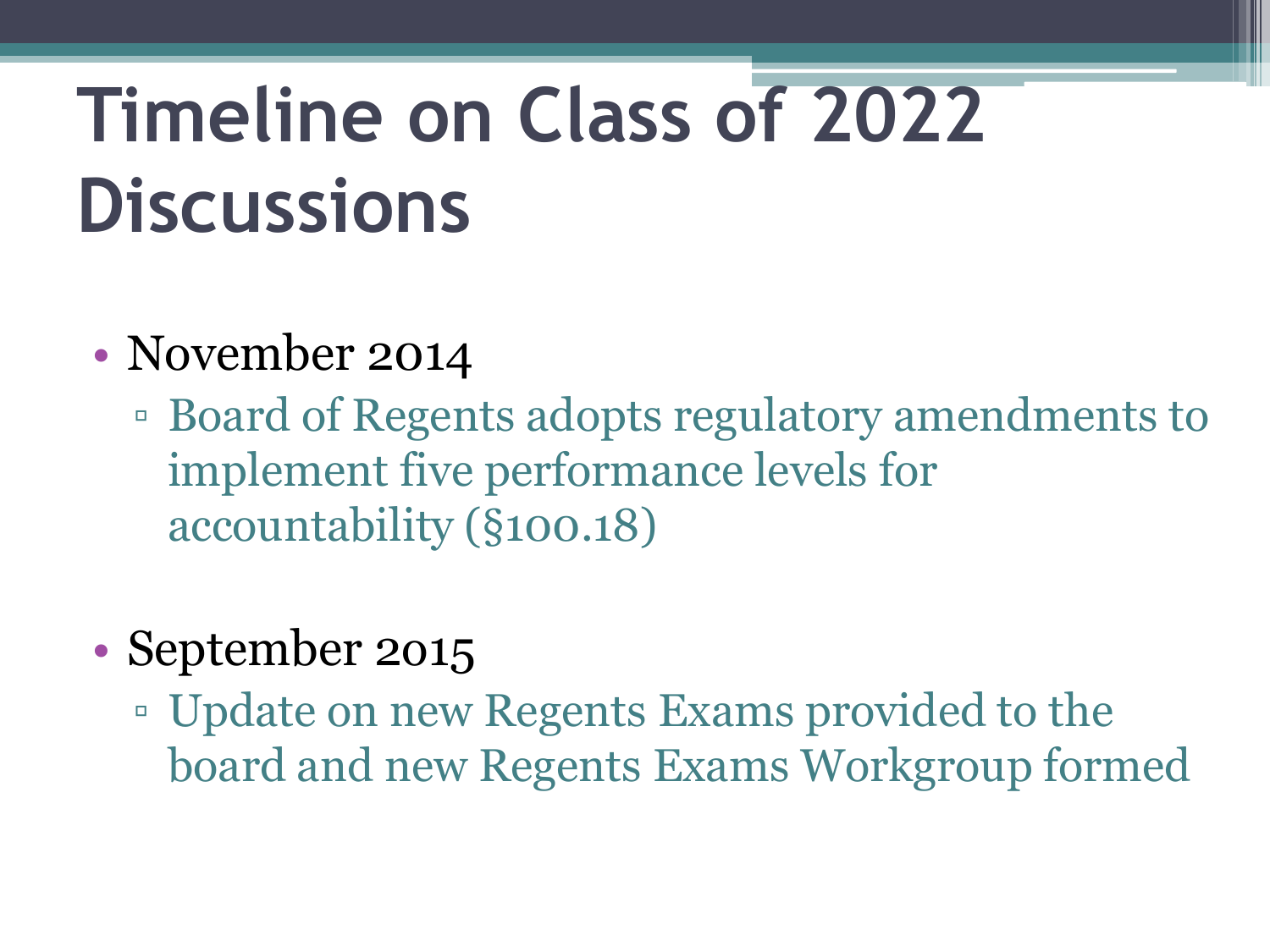# Timeline on Class of 2022 Discussions

- November 2014
  - Board of Regents adopts regulatory amendments to implement five performance levels for accountability (§100.18)

- September 2015
  - Update on new Regents Exams provided to the board and new Regents Exams Workgroup formed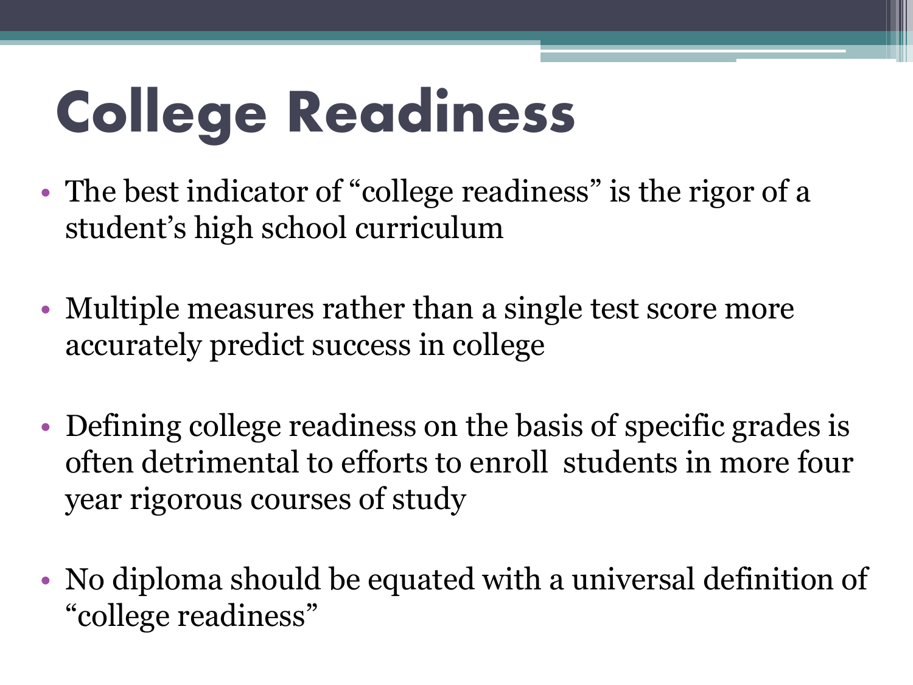# College Readiness

- The best indicator of “college readiness” is the rigor of a student’s high school curriculum
- Multiple measures rather than a single test score more accurately predict success in college
- Defining college readiness on the basis of specific grades is often detrimental to efforts to enroll students in more four year rigorous courses of study
- No diploma should be equated with a universal definition of “college readiness”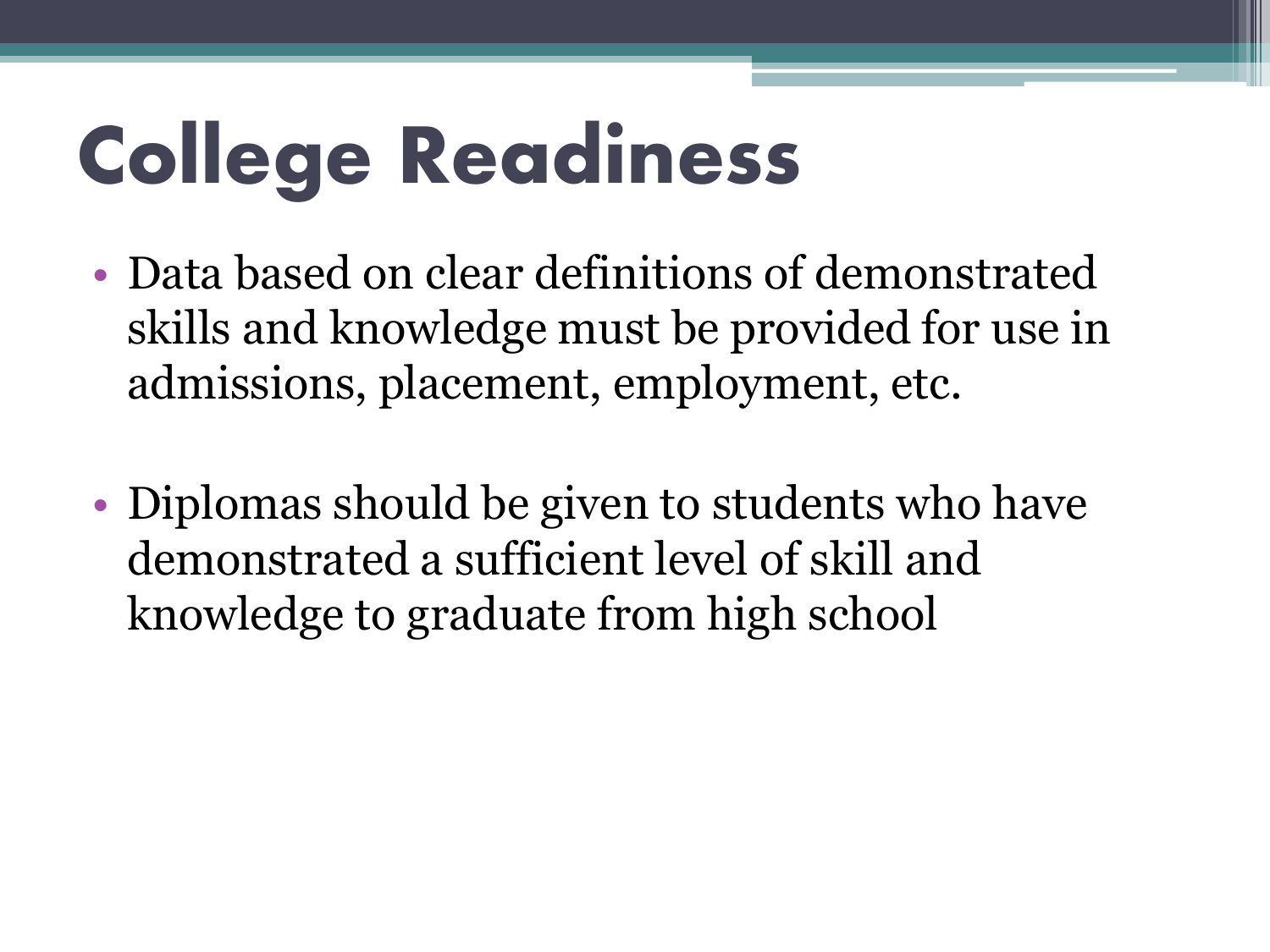# College Readiness

- Data based on clear definitions of demonstrated skills and knowledge must be provided for use in admissions, placement, employment, etc.

- Diplomas should be given to students who have demonstrated a sufficient level of skill and knowledge to graduate from high school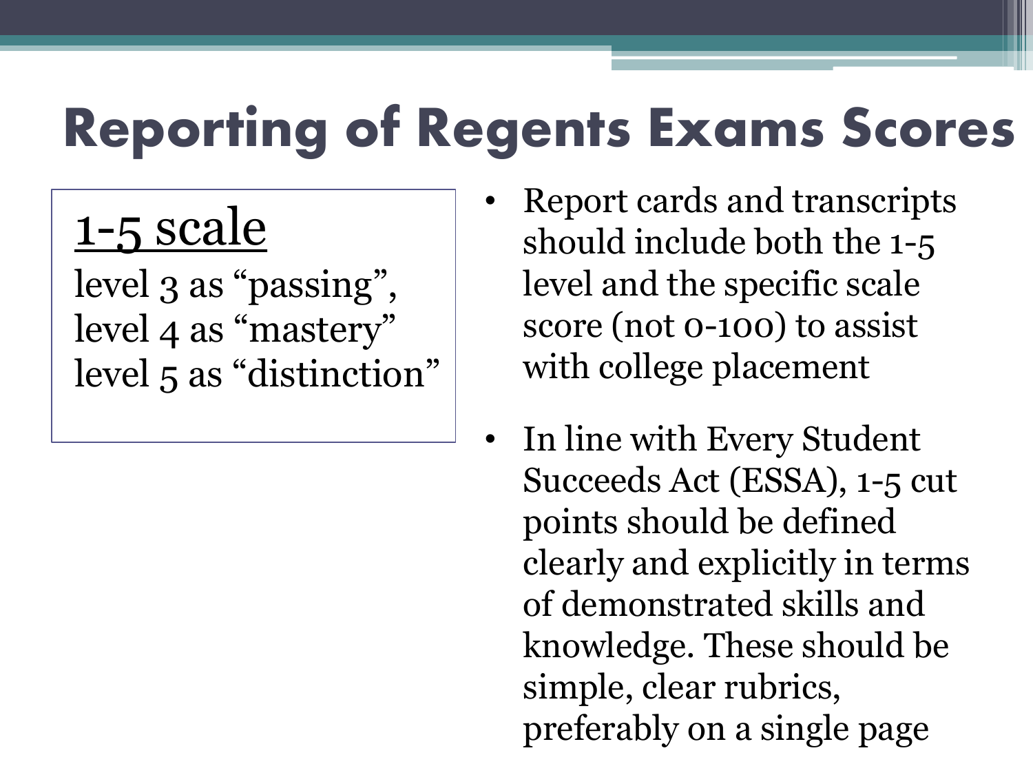# Reporting of Regents Exams Scores

<u>1-5 scale</u>

level 3 as “passing”,
level 4 as “mastery”
level 5 as “distinction”

- Report cards and transcripts should include both the 1-5 level and the specific scale score (not 0-100) to assist with college placement
- In line with Every Student Succeeds Act (ESSA), 1-5 cut points should be defined clearly and explicitly in terms of demonstrated skills and knowledge. These should be simple, clear rubrics, preferably on a single page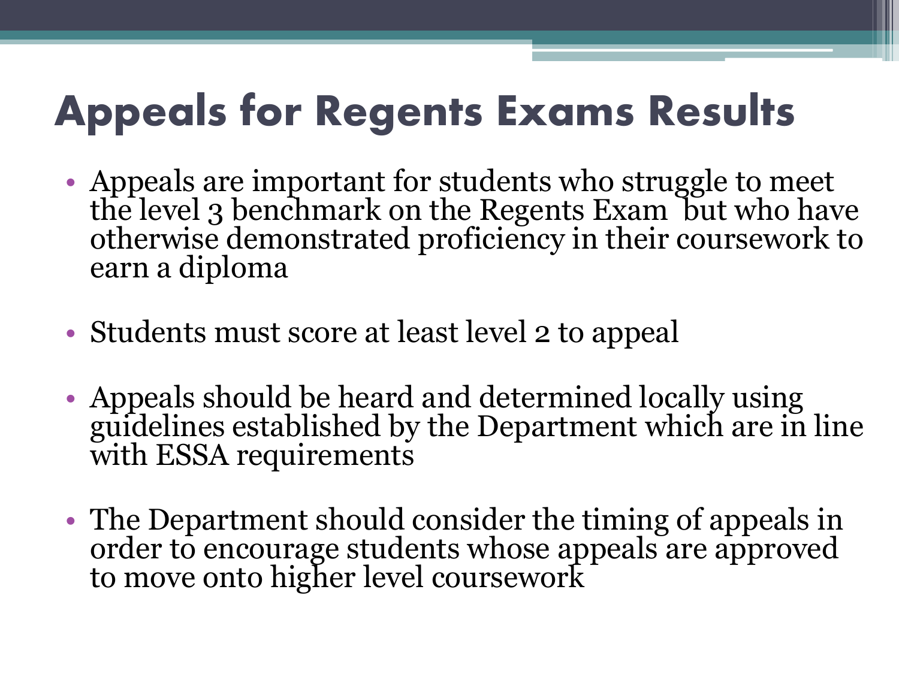# Appeals for Regents Exams Results

- Appeals are important for students who struggle to meet the level 3 benchmark on the Regents Exam but who have otherwise demonstrated proficiency in their coursework to earn a diploma
- Students must score at least level 2 to appeal
- Appeals should be heard and determined locally using guidelines established by the Department which are in line with ESSA requirements
- The Department should consider the timing of appeals in order to encourage students whose appeals are approved to move onto higher level coursework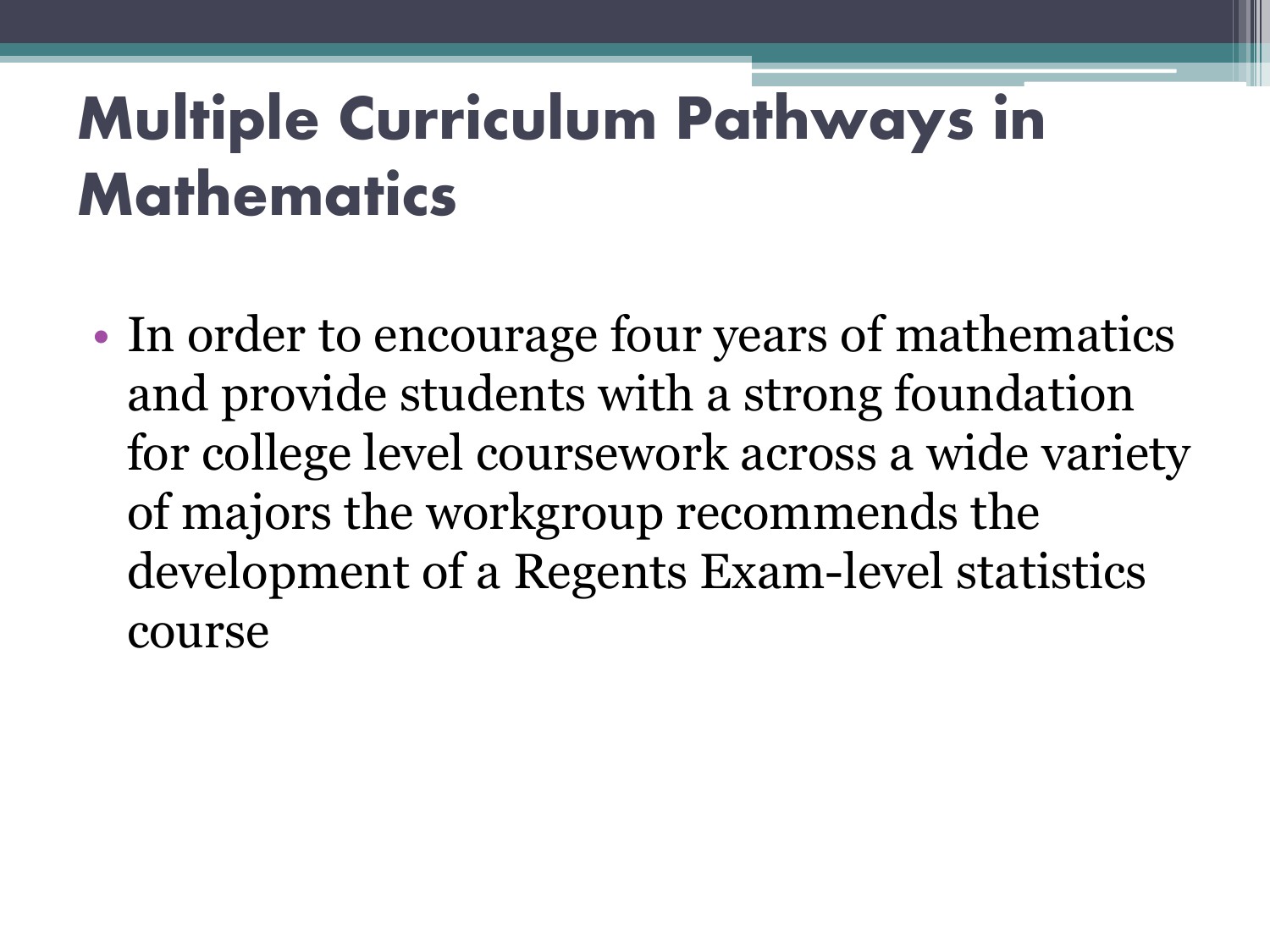# Multiple Curriculum Pathways in Mathematics

- In order to encourage four years of mathematics and provide students with a strong foundation for college level coursework across a wide variety of majors the workgroup recommends the development of a Regents Exam-level statistics course